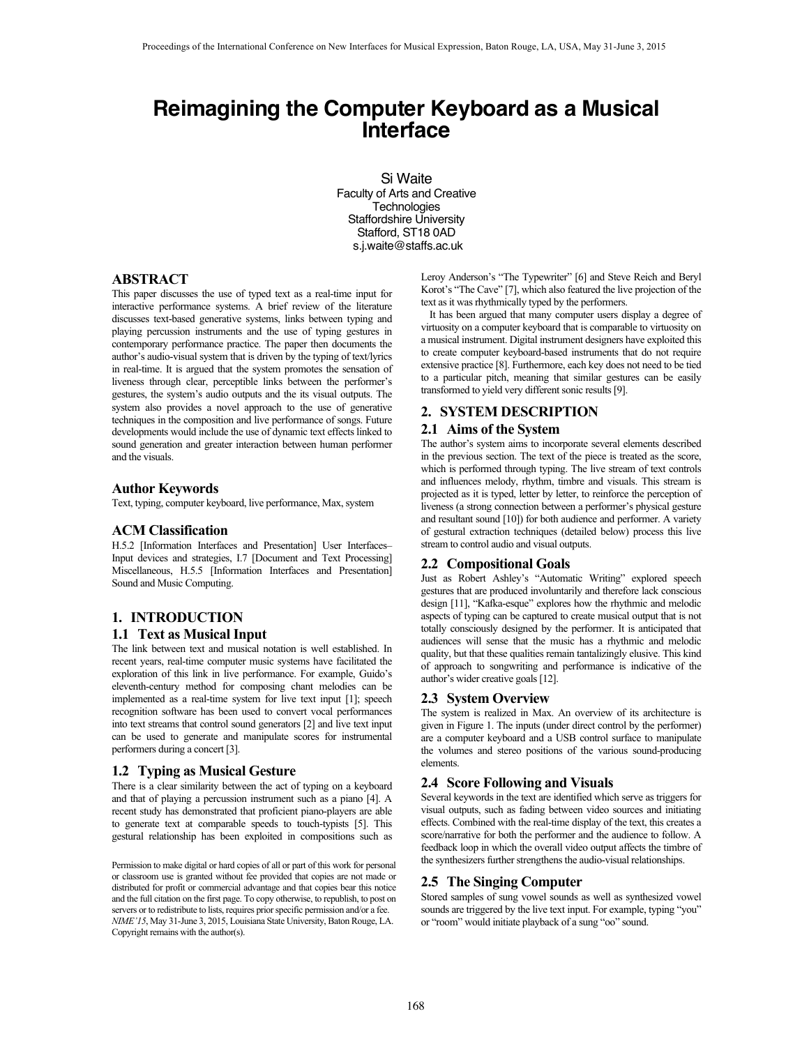# Reimagining the Computer Keyboard as a Musical Interface

Si Waite
Faculty of Arts and Creative Technologies
Staffordshire University
Stafford, ST18 0AD
s.j.waite@staffs.ac.uk

## ABSTRACT

This paper discusses the use of typed text as a real-time input for interactive performance systems. A brief review of the literature discusses text-based generative systems, links between typing and playing percussion instruments and the use of typing gestures in contemporary performance practice. The paper then documents the author's audio-visual system that is driven by the typing of text/lyrics in real-time. It is argued that the system promotes the sensation of liveness through clear, perceptible links between the performer's gestures, the system's audio outputs and the its visual outputs. The system also provides a novel approach to the use of generative techniques in the composition and live performance of songs. Future developments would include the use of dynamic text effects linked to sound generation and greater interaction between human performer and the visuals.

### Author Keywords

Text, typing, computer keyboard, live performance, Max, system

### ACM Classification

H.5.2 [Information Interfaces and Presentation] User Interfaces– Input devices and strategies, I.7 [Document and Text Processing] Miscellaneous, H.5.5 [Information Interfaces and Presentation] Sound and Music Computing.

## 1. INTRODUCTION

### 1.1 Text as Musical Input

The link between text and musical notation is well established. In recent years, real-time computer music systems have facilitated the exploration of this link in live performance. For example, Guido's eleventh-century method for composing chant melodies can be implemented as a real-time system for live text input [1]; speech recognition software has been used to convert vocal performances into text streams that control sound generators [2] and live text input can be used to generate and manipulate scores for instrumental performers during a concert [3].

### 1.2 Typing as Musical Gesture

There is a clear similarity between the act of typing on a keyboard and that of playing a percussion instrument such as a piano [4]. A recent study has demonstrated that proficient piano-players are able to generate text at comparable speeds to touch-typists [5]. This gestural relationship has been exploited in compositions such as Leroy Anderson's "The Typewriter" [6] and Steve Reich and Beryl Korot's "The Cave" [7], which also featured the live projection of the text as it was rhythmically typed by the performers.

It has been argued that many computer users display a degree of virtuosity on a computer keyboard that is comparable to virtuosity on a musical instrument. Digital instrument designers have exploited this to create computer keyboard-based instruments that do not require extensive practice [8]. Furthermore, each key does not need to be tied to a particular pitch, meaning that similar gestures can be easily transformed to yield very different sonic results [9].

Permission to make digital or hard copies of all or part of this work for personal or classroom use is granted without fee provided that copies are not made or distributed for profit or commercial advantage and that copies bear this notice and the full citation on the first page. To copy otherwise, to republish, to post on servers or to redistribute to lists, requires prior specific permission and/or a fee. *NIME'15*, May 31-June 3, 2015, Louisiana State University, Baton Rouge, LA. Copyright remains with the author(s).

## 2. SYSTEM DESCRIPTION

### 2.1 Aims of the System

The author's system aims to incorporate several elements described in the previous section. The text of the piece is treated as the score, which is performed through typing. The live stream of text controls and influences melody, rhythm, timbre and visuals. This stream is projected as it is typed, letter by letter, to reinforce the perception of liveness (a strong connection between a performer's physical gesture and resultant sound [10]) for both audience and performer. A variety of gestural extraction techniques (detailed below) process this live stream to control audio and visual outputs.

### 2.2 Compositional Goals

Just as Robert Ashley's "Automatic Writing" explored speech gestures that are produced involuntarily and therefore lack conscious design [11], "Kafka-esque" explores how the rhythmic and melodic aspects of typing can be captured to create musical output that is not totally consciously designed by the performer. It is anticipated that audiences will sense that the music has a rhythmic and melodic quality, but that these qualities remain tantalizingly elusive. This kind of approach to songwriting and performance is indicative of the author's wider creative goals [12].

### 2.3 System Overview

The system is realized in Max. An overview of its architecture is given in Figure 1. The inputs (under direct control by the performer) are a computer keyboard and a USB control surface to manipulate the volumes and stereo positions of the various sound-producing elements.

### 2.4 Score Following and Visuals

Several keywords in the text are identified which serve as triggers for visual outputs, such as fading between video sources and initiating effects. Combined with the real-time display of the text, this creates a score/narrative for both the performer and the audience to follow. A feedback loop in which the overall video output affects the timbre of the synthesizers further strengthens the audio-visual relationships.

### 2.5 The Singing Computer

Stored samples of sung vowel sounds as well as synthesized vowel sounds are triggered by the live text input. For example, typing "you" or "room" would initiate playback of a sung "oo" sound.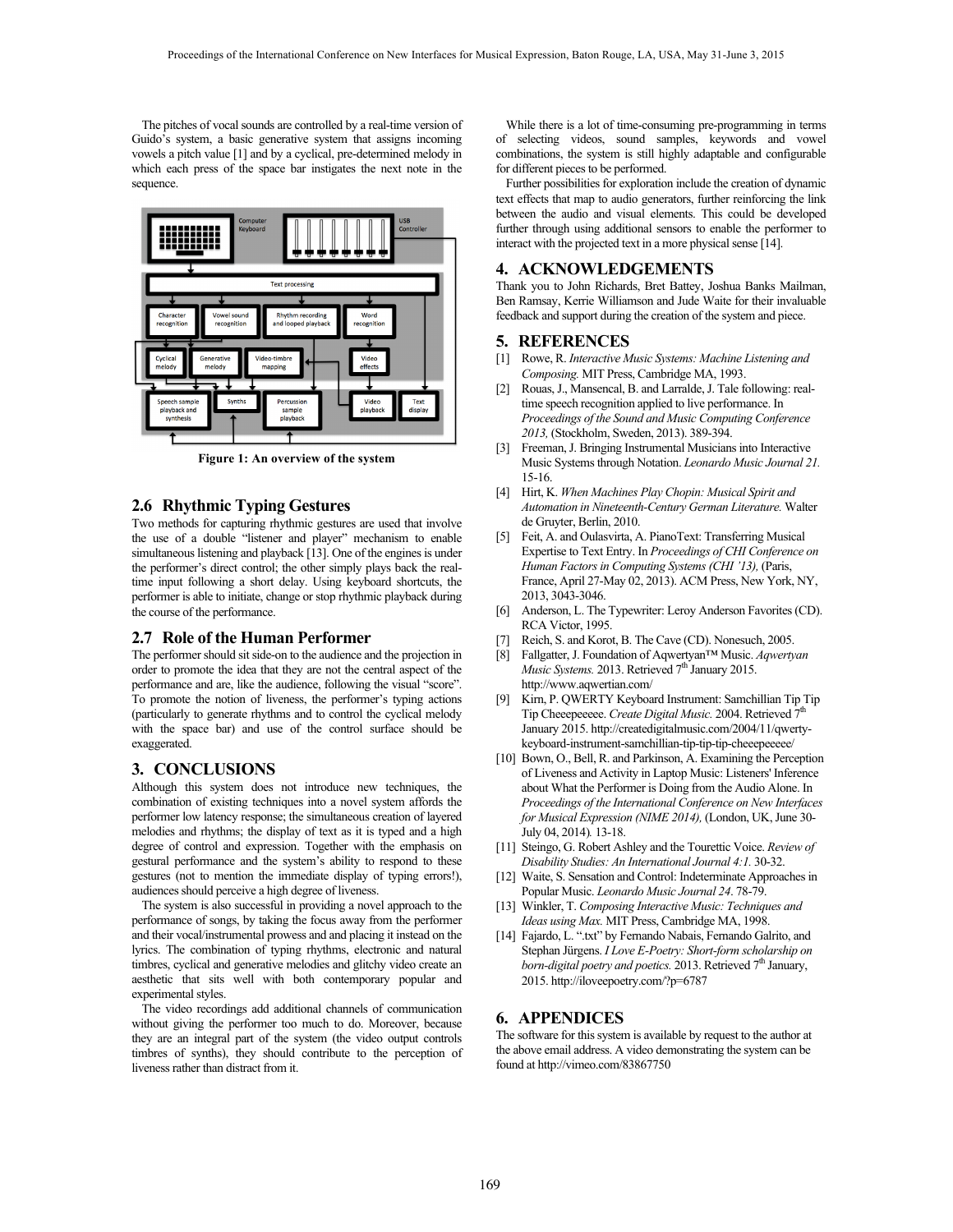The pitches of vocal sounds are controlled by a real-time version of Guido's system, a basic generative system that assigns incoming vowels a pitch value [1] and by a cyclical, pre-determined melody in which each press of the space bar instigates the next note in the sequence.

Computer Keyboard

USB Controller

Text processing

Character recognition

Vowel sound recognition

Rhythm recording and looped playback

Word recognition

Cyclical melody

Generative melody

Video-timbre mapping

Video effects

Speech sample playback and synthesis

Synths

Percussion sample playback

Video playback

Text display

**Figure 1: An overview of the system**

### 2.6 Rhythmic Typing Gestures

Two methods for capturing rhythmic gestures are used that involve the use of a double "listener and player" mechanism to enable simultaneous listening and playback [13]. One of the engines is under the performer's direct control; the other simply plays back the real-time input following a short delay. Using keyboard shortcuts, the performer is able to initiate, change or stop rhythmic playback during the course of the performance.

### 2.7 Role of the Human Performer

The performer should sit side-on to the audience and the projection in order to promote the idea that they are not the central aspect of the performance and are, like the audience, following the visual "score". To promote the notion of liveness, the performer's typing actions (particularly to generate rhythms and to control the cyclical melody with the space bar) and use of control surface should be exaggerated.

## 3. CONCLUSIONS

Although this system does not introduce new techniques, the combination of existing techniques into a novel system affords the performer low latency response; the simultaneous creation of layered melodies and rhythms; the display of text as it is typed and a high degree of control and expression. Together with the emphasis on gestural performance and the system's ability to respond to these gestures (not to mention the immediate display of typing errors!), audiences should perceive a high degree of liveness.

The system is also successful in providing a novel approach to the performance of songs, by taking the focus away from the performer and their vocal/instrumental prowess and and placing it instead on the lyrics. The combination of typing rhythms, electronic and natural timbres, cyclical and generative melodies and glitchy video create an aesthetic that sits well with both contemporary popular and experimental styles.

The video recordings add additional channels of communication without giving the performer too much to do. Moreover, because they are an integral part of the system (the video output controls timbres of synths), they should contribute to the perception of liveness rather than distract from it.

While there is a lot of time-consuming pre-programming in terms of selecting videos, sound samples, keywords and vowel combinations, the system is still highly adaptable and configurable for different pieces to be performed.

Further possibilities for exploration include the creation of dynamic text effects that map to audio generators, further reinforcing the link between the audio and visual elements. This could be developed further through using additional sensors to enable the performer to interact with the projected text in a more physical sense [14].

## 4. ACKNOWLEDGEMENTS

Thank you to John Richards, Bret Battey, Joshua Banks Mailman, Ben Ramsay, Kerrie Williamson and Jude Waite for their invaluable feedback and support during the creation of the system and piece.

## 5. REFERENCES

[1] Rowe, R. *Interactive Music Systems: Machine Listening and Composing.* MIT Press, Cambridge MA, 1993.

[2] Rouas, J., Mansencal, B. and Larralde, J. Tale following: real-time speech recognition applied to live performance. In *Proceedings of the Sound and Music Computing Conference 2013,* (Stockholm, Sweden, 2013). 389-394.

[3] Freeman, J. Bringing Instrumental Musicians into Interactive Music Systems through Notation. *Leonardo Music Journal 21.* 15-16.

[4] Hirt, K. *When Machines Play Chopin: Musical Spirit and Automation in Nineteenth-Century German Literature.* Walter de Gruyter, Berlin, 2010.

[5] Feit, A. and Oulasvirta, A. PianoText: Transferring Musical Expertise to Text Entry. In *Proceedings of CHI Conference on Human Factors in Computing Systems (CHI '13),* (Paris, France, April 27-May 02, 2013). ACM Press, New York, NY, 2013, 3043-3046.

[6] Anderson, L. The Typewriter: Leroy Anderson Favorites (CD). RCA Victor, 1995.

[7] Reich, S. and Korot, B. The Cave (CD). Nonesuch, 2005.

[8] Fallgatter, J. Foundation of Aqwertyan™ Music. *Aqwertyan Music Systems.* 2013. Retrieved 7th January 2015. http://www.aqwertian.com/

[9] Kirn, P. QWERTY Keyboard Instrument: Samchillian Tip Tip Tip Cheeepeeeee. *Create Digital Music.* 2004. Retrieved 7th January 2015. http://createdigitalmusic.com/2004/11/qwerty-keyboard-instrument-samchillian-tip-tip-tip-cheeepeeeee/

[10] Bown, O., Bell, R. and Parkinson, A. Examining the Perception of Liveness and Activity in Laptop Music: Listeners' Inference about What the Performer is Doing from the Audio Alone. In *Proceedings of the International Conference on New Interfaces for Musical Expression (NIME 2014),* (London, UK, June 30-July 04, 2014). 13-18.

[11] Steingo, G. Robert Ashley and the Tourettic Voice. *Review of Disability Studies: An International Journal 4:1.* 30-32.

[12] Waite, S. Sensation and Control: Indeterminate Approaches in Popular Music. *Leonardo Music Journal 24*. 78-79.

[13] Winkler, T. *Composing Interactive Music: Techniques and Ideas using Max.* MIT Press, Cambridge MA, 1998.

[14] Fajardo, L. ".txt" by Fernando Nabais, Fernando Galrito, and Stephan Jürgens. *I Love E-Poetry: Short-form scholarship on born-digital poetry and poetics.* 2013. Retrieved 7th January, 2015. http://iloveepoetry.com/?p=6787

## 6. APPENDICES

The software for this system is available by request to the author at the above email address. A video demonstrating the system can be found at http://vimeo.com/83867750